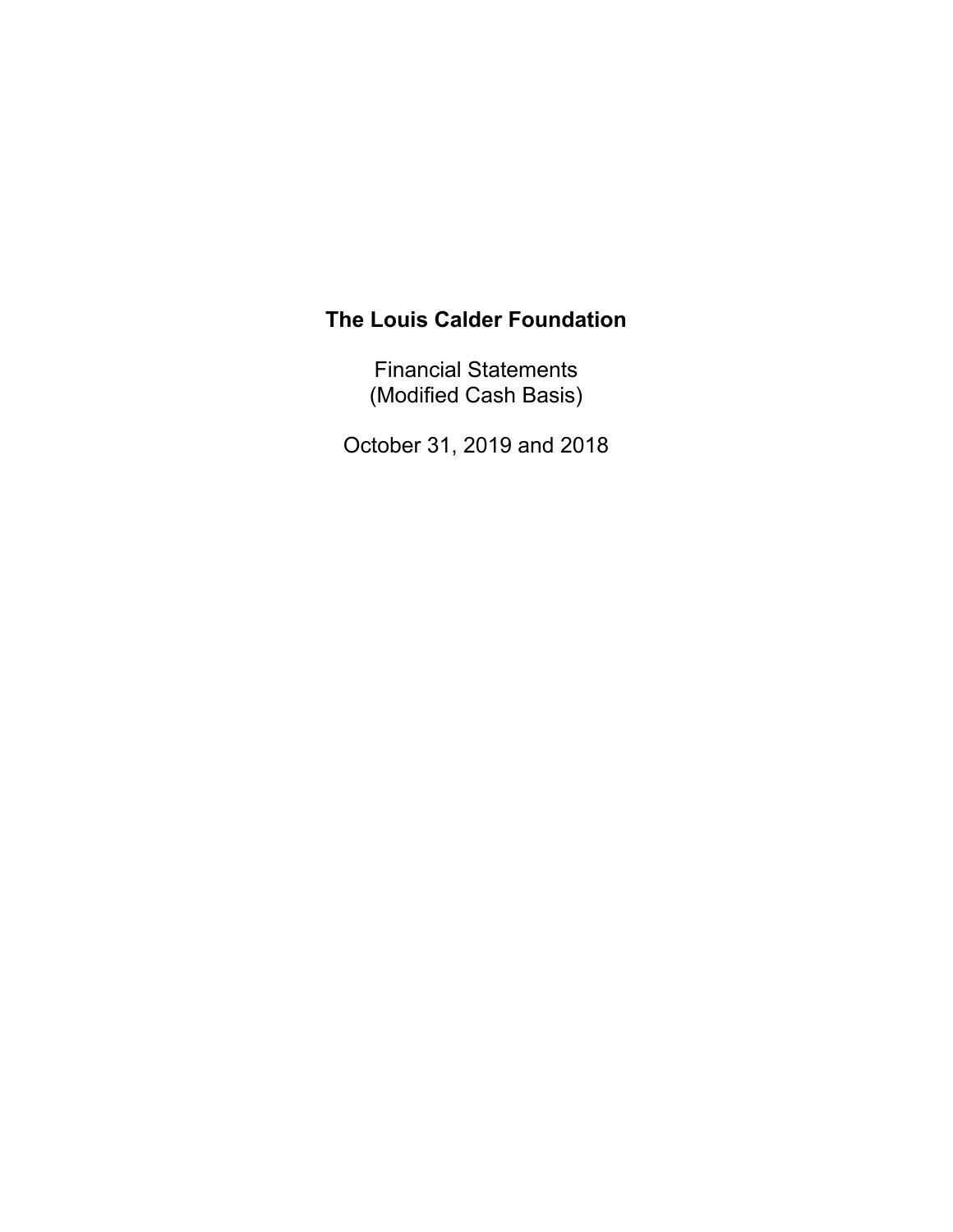# The Louis Calder Foundation

Financial Statements
(Modified Cash Basis)

October 31, 2019 and 2018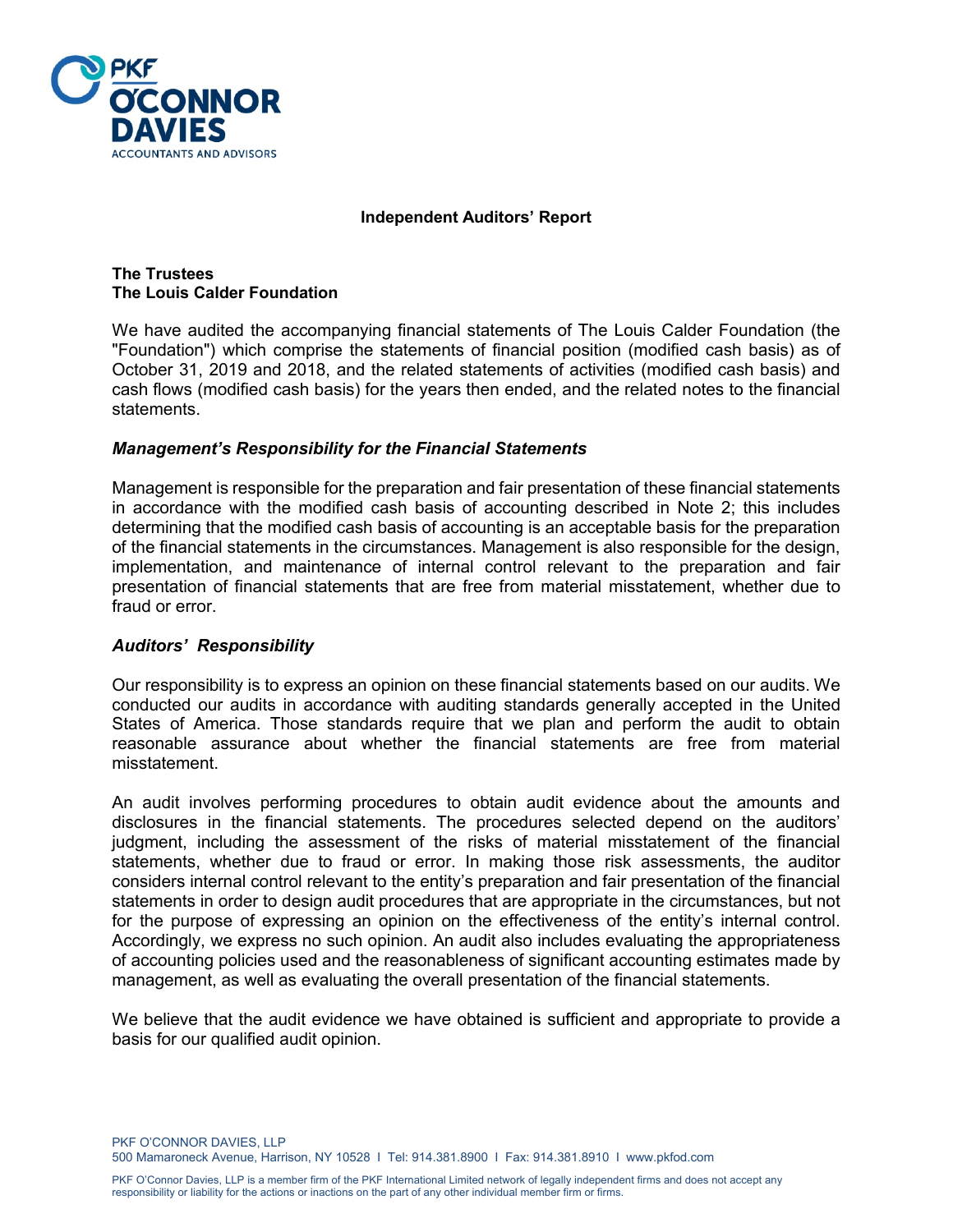**Independent Auditors' Report**

**The Trustees**
**The Louis Calder Foundation**

We have audited the accompanying financial statements of The Louis Calder Foundation (the "Foundation") which comprise the statements of financial position (modified cash basis) as of October 31, 2019 and 2018, and the related statements of activities (modified cash basis) and cash flows (modified cash basis) for the years then ended, and the related notes to the financial statements.

***Management's Responsibility for the Financial Statements***

Management is responsible for the preparation and fair presentation of these financial statements in accordance with the modified cash basis of accounting described in Note 2; this includes determining that the modified cash basis of accounting is an acceptable basis for the preparation of the financial statements in the circumstances. Management is also responsible for the design, implementation, and maintenance of internal control relevant to the preparation and fair presentation of financial statements that are free from material misstatement, whether due to fraud or error.

***Auditors' Responsibility***

Our responsibility is to express an opinion on these financial statements based on our audits. We conducted our audits in accordance with auditing standards generally accepted in the United States of America. Those standards require that we plan and perform the audit to obtain reasonable assurance about whether the financial statements are free from material misstatement.

An audit involves performing procedures to obtain audit evidence about the amounts and disclosures in the financial statements. The procedures selected depend on the auditors' judgment, including the assessment of the risks of material misstatement of the financial statements, whether due to fraud or error. In making those risk assessments, the auditor considers internal control relevant to the entity's preparation and fair presentation of the financial statements in order to design audit procedures that are appropriate in the circumstances, but not for the purpose of expressing an opinion on the effectiveness of the entity's internal control. Accordingly, we express no such opinion. An audit also includes evaluating the appropriateness of accounting policies used and the reasonableness of significant accounting estimates made by management, as well as evaluating the overall presentation of the financial statements.

We believe that the audit evidence we have obtained is sufficient and appropriate to provide a basis for our qualified audit opinion.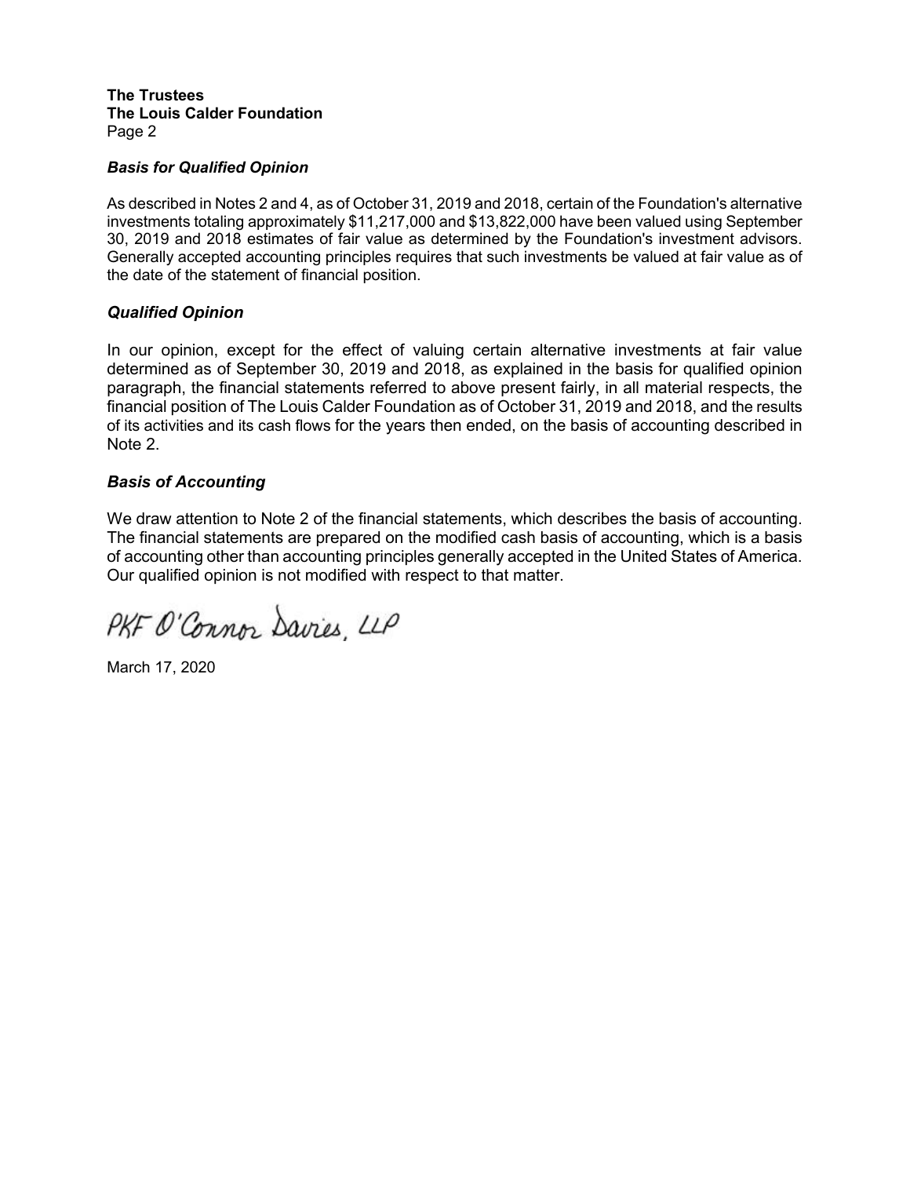**The Trustees**
**The Louis Calder Foundation**
Page 2

### *Basis for Qualified Opinion*

As described in Notes 2 and 4, as of October 31, 2019 and 2018, certain of the Foundation's alternative investments totaling approximately $11,217,000 and $13,822,000 have been valued using September 30, 2019 and 2018 estimates of fair value as determined by the Foundation's investment advisors. Generally accepted accounting principles requires that such investments be valued at fair value as of the date of the statement of financial position.

### *Qualified Opinion*

In our opinion, except for the effect of valuing certain alternative investments at fair value determined as of September 30, 2019 and 2018, as explained in the basis for qualified opinion paragraph, the financial statements referred to above present fairly, in all material respects, the financial position of The Louis Calder Foundation as of October 31, 2019 and 2018, and the results of its activities and its cash flows for the years then ended, on the basis of accounting described in Note 2.

### *Basis of Accounting*

We draw attention to Note 2 of the financial statements, which describes the basis of accounting. The financial statements are prepared on the modified cash basis of accounting, which is a basis of accounting other than accounting principles generally accepted in the United States of America. Our qualified opinion is not modified with respect to that matter.

PKF O'Connor Davies, LLP

March 17, 2020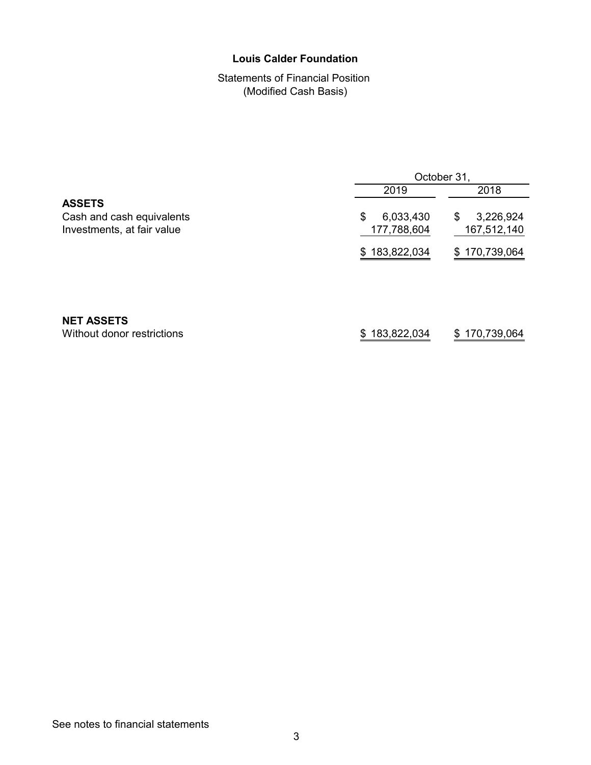# Louis Calder Foundation

Statements of Financial Position
(Modified Cash Basis)

| | October 31, 2019 | October 31, 2018 |
|---|---|---|
| **ASSETS** | | |
| Cash and cash equivalents | $ 6,033,430 | $ 3,226,924 |
| Investments, at fair value | 177,788,604 | 167,512,140 |
| | $ 183,822,034 | $ 170,739,064 |
| **NET ASSETS** | | |
| Without donor restrictions | $ 183,822,034 | $ 170,739,064 |

See notes to financial statements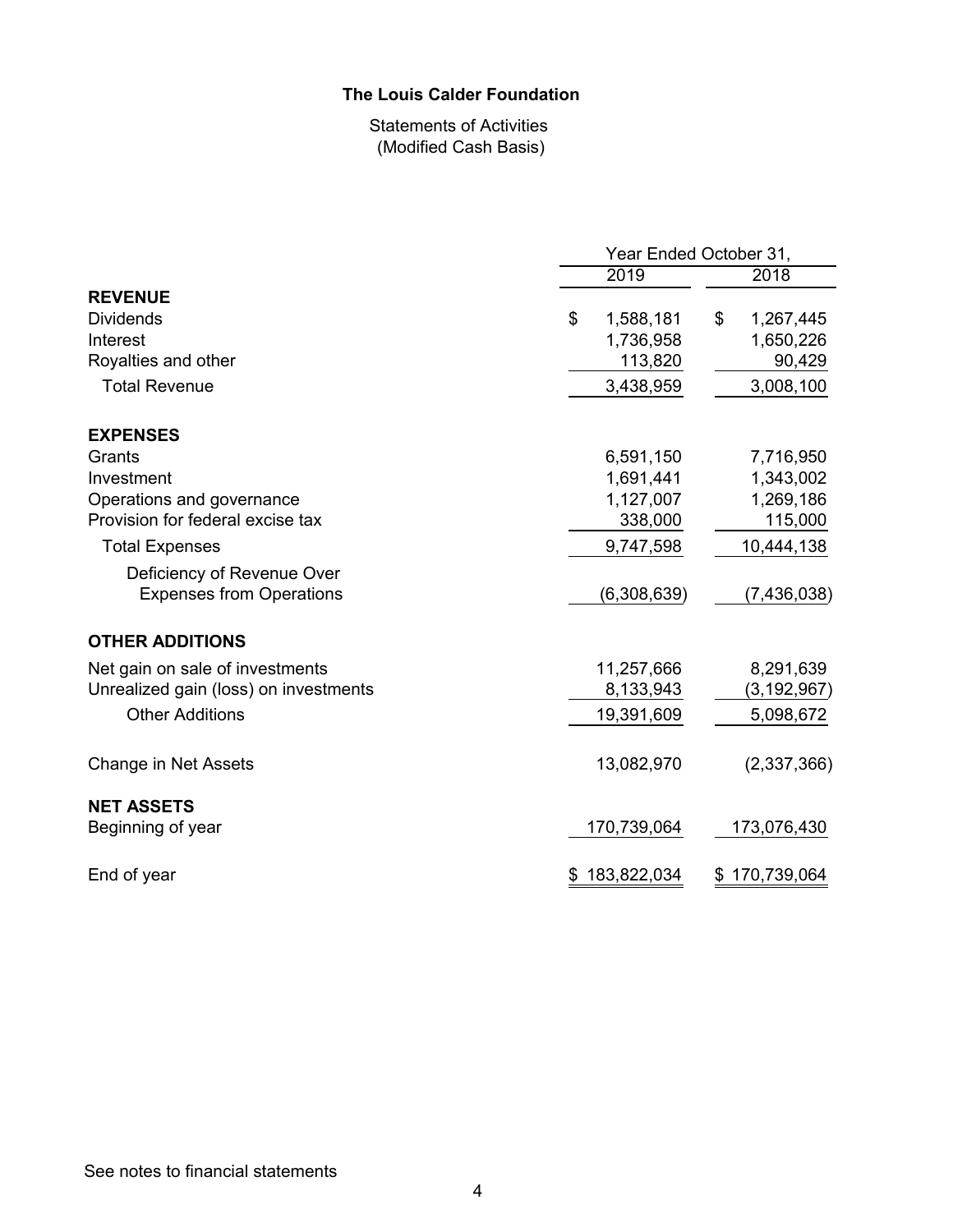**The Louis Calder Foundation**

Statements of Activities
(Modified Cash Basis)

| | Year Ended October 31, | |
|---|---|---|
| | 2019 | 2018 |
| **REVENUE** | | |
| Dividends | $ 1,588,181 | $ 1,267,445 |
| Interest | 1,736,958 | 1,650,226 |
| Royalties and other | 113,820 | 90,429 |
| Total Revenue | 3,438,959 | 3,008,100 |
| **EXPENSES** | | |
| Grants | 6,591,150 | 7,716,950 |
| Investment | 1,691,441 | 1,343,002 |
| Operations and governance | 1,127,007 | 1,269,186 |
| Provision for federal excise tax | 338,000 | 115,000 |
| Total Expenses | 9,747,598 | 10,444,138 |
| Deficiency of Revenue Over Expenses from Operations | (6,308,639) | (7,436,038) |
| **OTHER ADDITIONS** | | |
| Net gain on sale of investments | 11,257,666 | 8,291,639 |
| Unrealized gain (loss) on investments | 8,133,943 | (3,192,967) |
| Other Additions | 19,391,609 | 5,098,672 |
| Change in Net Assets | 13,082,970 | (2,337,366) |
| **NET ASSETS** | | |
| Beginning of year | 170,739,064 | 173,076,430 |
| End of year | $ 183,822,034 | $ 170,739,064 |

See notes to financial statements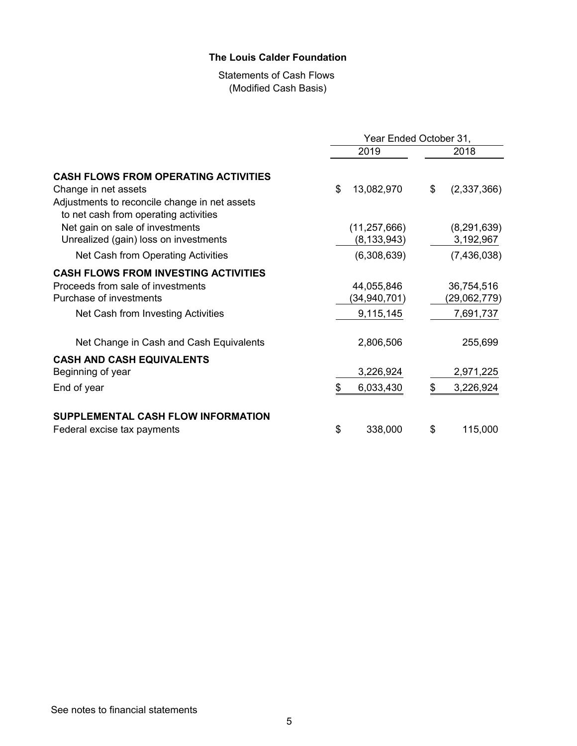**The Louis Calder Foundation**

Statements of Cash Flows
(Modified Cash Basis)

| | Year Ended October 31, | |
|---|---|---|
| | 2019 | 2018 |
| **CASH FLOWS FROM OPERATING ACTIVITIES** | | |
| Change in net assets | $ 13,082,970 | $ (2,337,366) |
| Adjustments to reconcile change in net assets to net cash from operating activities | | |
| Net gain on sale of investments | (11,257,666) | (8,291,639) |
| Unrealized (gain) loss on investments | (8,133,943) | 3,192,967 |
| Net Cash from Operating Activities | (6,308,639) | (7,436,038) |
| **CASH FLOWS FROM INVESTING ACTIVITIES** | | |
| Proceeds from sale of investments | 44,055,846 | 36,754,516 |
| Purchase of investments | (34,940,701) | (29,062,779) |
| Net Cash from Investing Activities | 9,115,145 | 7,691,737 |
| Net Change in Cash and Cash Equivalents | 2,806,506 | 255,699 |
| **CASH AND CASH EQUIVALENTS** | | |
| Beginning of year | 3,226,924 | 2,971,225 |
| End of year | $ 6,033,430 | $ 3,226,924 |
| **SUPPLEMENTAL CASH FLOW INFORMATION** | | |
| Federal excise tax payments | $ 338,000 | $ 115,000 |

See notes to financial statements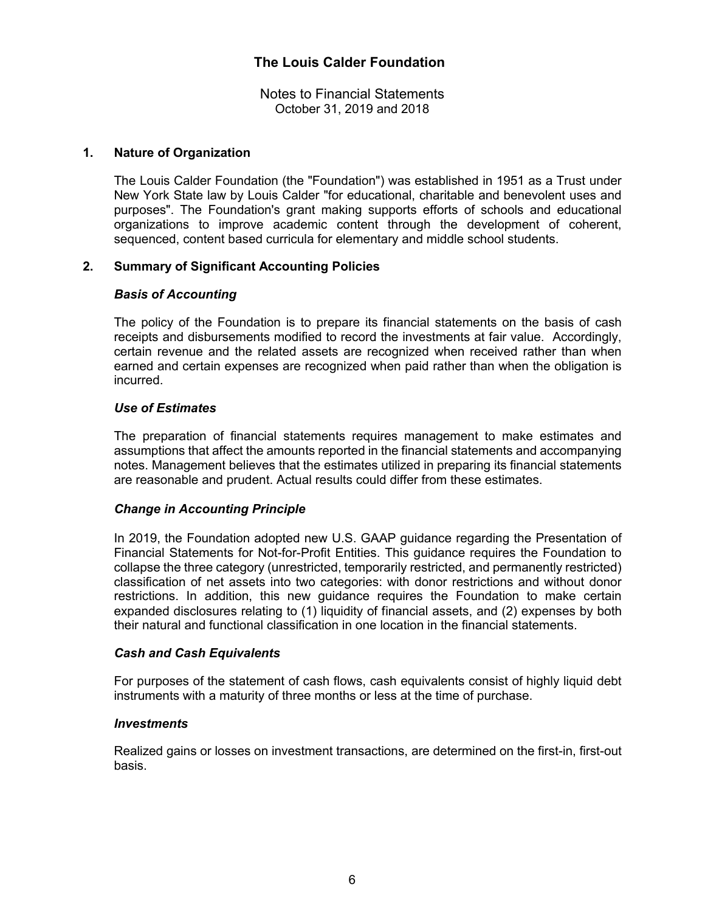# The Louis Calder Foundation

Notes to Financial Statements
October 31, 2019 and 2018

## 1. Nature of Organization

The Louis Calder Foundation (the "Foundation") was established in 1951 as a Trust under New York State law by Louis Calder "for educational, charitable and benevolent uses and purposes". The Foundation's grant making supports efforts of schools and educational organizations to improve academic content through the development of coherent, sequenced, content based curricula for elementary and middle school students.

## 2. Summary of Significant Accounting Policies

### *Basis of Accounting*

The policy of the Foundation is to prepare its financial statements on the basis of cash receipts and disbursements modified to record the investments at fair value. Accordingly, certain revenue and the related assets are recognized when received rather than when earned and certain expenses are recognized when paid rather than when the obligation is incurred.

### *Use of Estimates*

The preparation of financial statements requires management to make estimates and assumptions that affect the amounts reported in the financial statements and accompanying notes. Management believes that the estimates utilized in preparing its financial statements are reasonable and prudent. Actual results could differ from these estimates.

### *Change in Accounting Principle*

In 2019, the Foundation adopted new U.S. GAAP guidance regarding the Presentation of Financial Statements for Not-for-Profit Entities. This guidance requires the Foundation to collapse the three category (unrestricted, temporarily restricted, and permanently restricted) classification of net assets into two categories: with donor restrictions and without donor restrictions. In addition, this new guidance requires the Foundation to make certain expanded disclosures relating to (1) liquidity of financial assets, and (2) expenses by both their natural and functional classification in one location in the financial statements.

### *Cash and Cash Equivalents*

For purposes of the statement of cash flows, cash equivalents consist of highly liquid debt instruments with a maturity of three months or less at the time of purchase.

### *Investments*

Realized gains or losses on investment transactions, are determined on the first-in, first-out basis.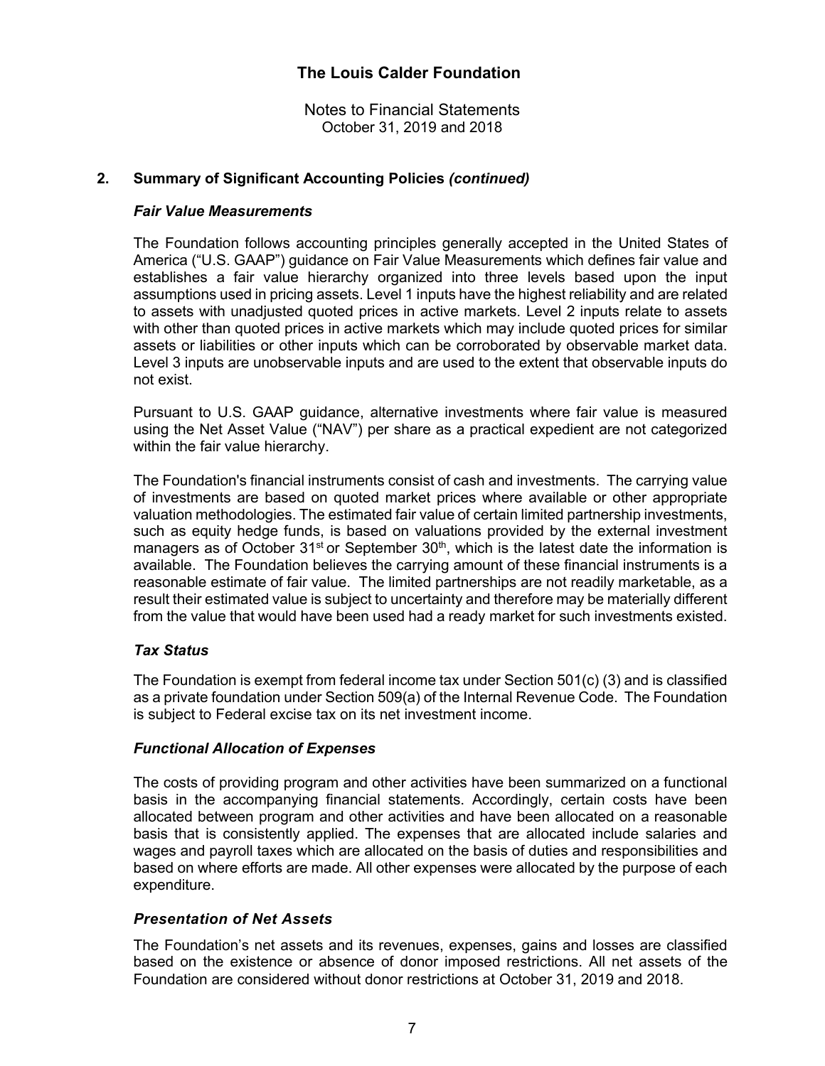# The Louis Calder Foundation

Notes to Financial Statements
October 31, 2019 and 2018

## 2. Summary of Significant Accounting Policies *(continued)*

### *Fair Value Measurements*

The Foundation follows accounting principles generally accepted in the United States of America ("U.S. GAAP") guidance on Fair Value Measurements which defines fair value and establishes a fair value hierarchy organized into three levels based upon the input assumptions used in pricing assets. Level 1 inputs have the highest reliability and are related to assets with unadjusted quoted prices in active markets. Level 2 inputs relate to assets with other than quoted prices in active markets which may include quoted prices for similar assets or liabilities or other inputs which can be corroborated by observable market data. Level 3 inputs are unobservable inputs and are used to the extent that observable inputs do not exist.

Pursuant to U.S. GAAP guidance, alternative investments where fair value is measured using the Net Asset Value ("NAV") per share as a practical expedient are not categorized within the fair value hierarchy.

The Foundation's financial instruments consist of cash and investments. The carrying value of investments are based on quoted market prices where available or other appropriate valuation methodologies. The estimated fair value of certain limited partnership investments, such as equity hedge funds, is based on valuations provided by the external investment managers as of October 31st or September 30th, which is the latest date the information is available. The Foundation believes the carrying amount of these financial instruments is a reasonable estimate of fair value. The limited partnerships are not readily marketable, as a result their estimated value is subject to uncertainty and therefore may be materially different from the value that would have been used had a ready market for such investments existed.

### *Tax Status*

The Foundation is exempt from federal income tax under Section 501(c) (3) and is classified as a private foundation under Section 509(a) of the Internal Revenue Code. The Foundation is subject to Federal excise tax on its net investment income.

### *Functional Allocation of Expenses*

The costs of providing program and other activities have been summarized on a functional basis in the accompanying financial statements. Accordingly, certain costs have been allocated between program and other activities and have been allocated on a reasonable basis that is consistently applied. The expenses that are allocated include salaries and wages and payroll taxes which are allocated on the basis of duties and responsibilities and based on where efforts are made. All other expenses were allocated by the purpose of each expenditure.

### *Presentation of Net Assets*

The Foundation's net assets and its revenues, expenses, gains and losses are classified based on the existence or absence of donor imposed restrictions. All net assets of the Foundation are considered without donor restrictions at October 31, 2019 and 2018.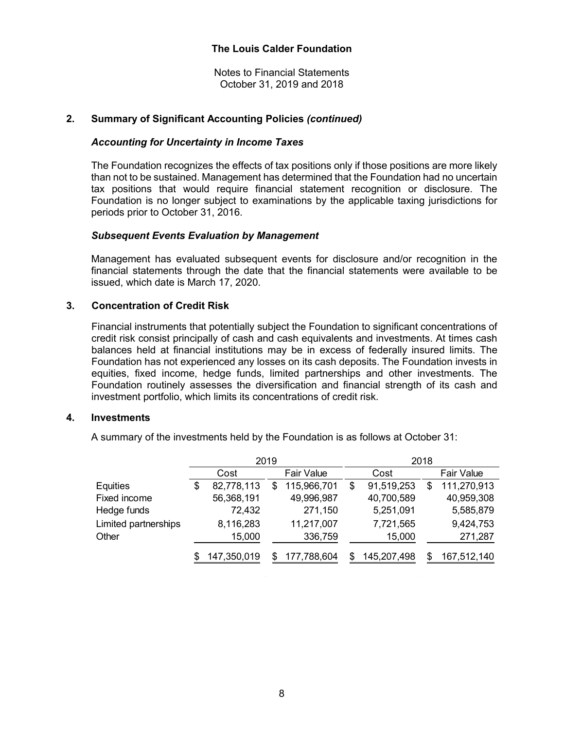# The Louis Calder Foundation

Notes to Financial Statements
October 31, 2019 and 2018

## 2. Summary of Significant Accounting Policies *(continued)*

### *Accounting for Uncertainty in Income Taxes*

The Foundation recognizes the effects of tax positions only if those positions are more likely than not to be sustained. Management has determined that the Foundation had no uncertain tax positions that would require financial statement recognition or disclosure. The Foundation is no longer subject to examinations by the applicable taxing jurisdictions for periods prior to October 31, 2016.

### *Subsequent Events Evaluation by Management*

Management has evaluated subsequent events for disclosure and/or recognition in the financial statements through the date that the financial statements were available to be issued, which date is March 17, 2020.

## 3. Concentration of Credit Risk

Financial instruments that potentially subject the Foundation to significant concentrations of credit risk consist principally of cash and cash equivalents and investments. At times cash balances held at financial institutions may be in excess of federally insured limits. The Foundation has not experienced any losses on its cash deposits. The Foundation invests in equities, fixed income, hedge funds, limited partnerships and other investments. The Foundation routinely assesses the diversification and financial strength of its cash and investment portfolio, which limits its concentrations of credit risk.

## 4. Investments

A summary of the investments held by the Foundation is as follows at October 31:

| | 2019 | | 2018 | |
|---|---|---|---|---|
| | Cost | Fair Value | Cost | Fair Value |
| Equities | $ 82,778,113 | $ 115,966,701 | $ 91,519,253 | $ 111,270,913 |
| Fixed income | 56,368,191 | 49,996,987 | 40,700,589 | 40,959,308 |
| Hedge funds | 72,432 | 271,150 | 5,251,091 | 5,585,879 |
| Limited partnerships | 8,116,283 | 11,217,007 | 7,721,565 | 9,424,753 |
| Other | 15,000 | 336,759 | 15,000 | 271,287 |
| | $ 147,350,019 | $ 177,788,604 | $ 145,207,498 | $ 167,512,140 |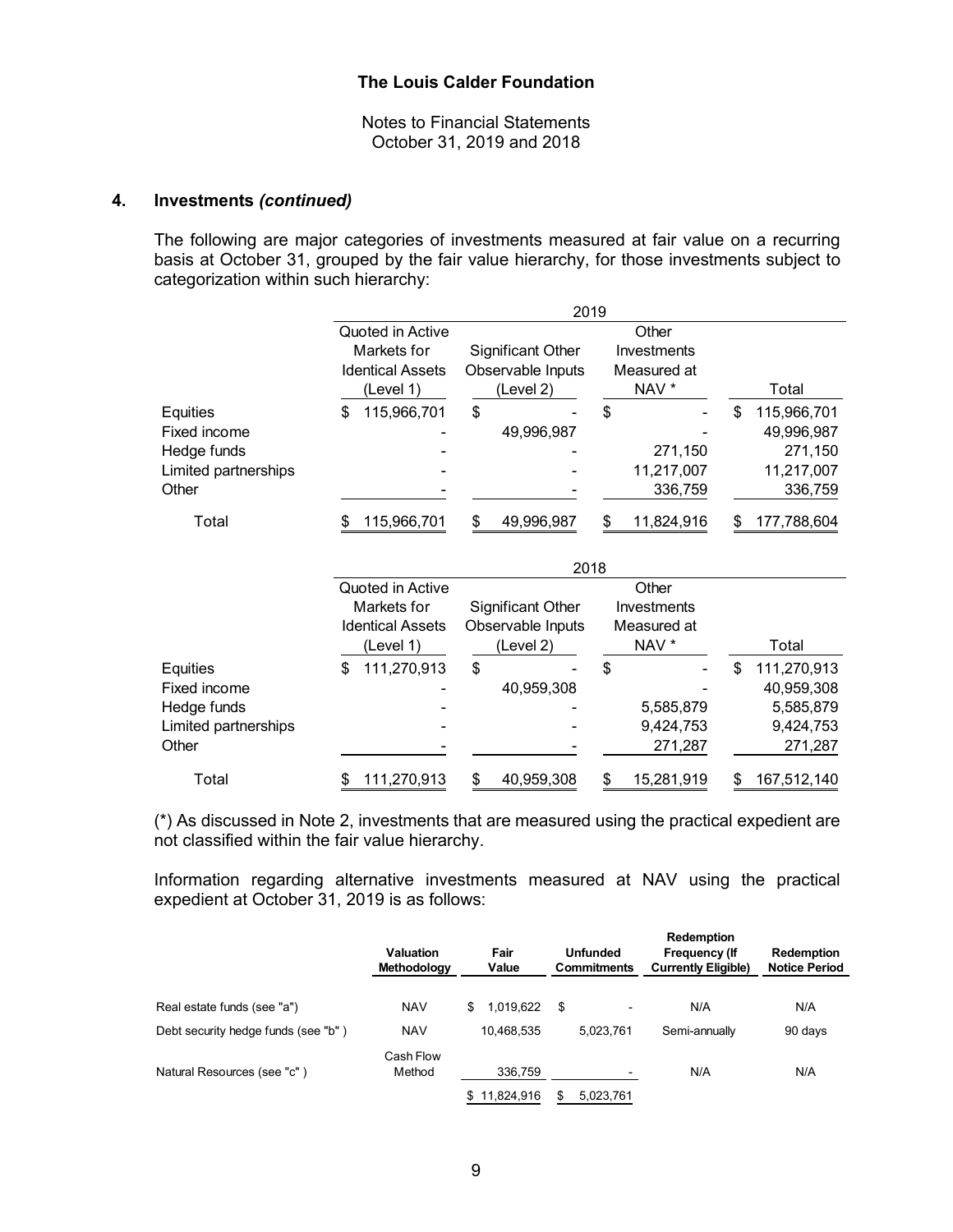## 4. Investments *(continued)*

The following are major categories of investments measured at fair value on a recurring basis at October 31, grouped by the fair value hierarchy, for those investments subject to categorization within such hierarchy:

| | 2019 | | | |
|---|---|---|---|---|
| | Quoted in Active Markets for Identical Assets (Level 1) | Significant Other Observable Inputs (Level 2) | Other Investments Measured at NAV * | Total |
| Equities | $ 115,966,701 | $ - | $ - | $ 115,966,701 |
| Fixed income | - | 49,996,987 | - | 49,996,987 |
| Hedge funds | - | - | 271,150 | 271,150 |
| Limited partnerships | - | - | 11,217,007 | 11,217,007 |
| Other | - | - | 336,759 | 336,759 |
| Total | $ 115,966,701 | $ 49,996,987 | $ 11,824,916 | $ 177,788,604 |

| | 2018 | | | |
|---|---|---|---|---|
| | Quoted in Active Markets for Identical Assets (Level 1) | Significant Other Observable Inputs (Level 2) | Other Investments Measured at NAV * | Total |
| Equities | $ 111,270,913 | $ - | $ - | $ 111,270,913 |
| Fixed income | - | 40,959,308 | - | 40,959,308 |
| Hedge funds | - | - | 5,585,879 | 5,585,879 |
| Limited partnerships | - | - | 9,424,753 | 9,424,753 |
| Other | - | - | 271,287 | 271,287 |
| Total | $ 111,270,913 | $ 40,959,308 | $ 15,281,919 | $ 167,512,140 |

(*) As discussed in Note 2, investments that are measured using the practical expedient are not classified within the fair value hierarchy.

Information regarding alternative investments measured at NAV using the practical expedient at October 31, 2019 is as follows:

| | Valuation Methodology | Fair Value | Unfunded Commitments | Redemption Frequency (If Currently Eligible) | Redemption Notice Period |
|---|---|---|---|---|---|
| Real estate funds (see "a") | NAV | $ 1,019,622 | $ - | N/A | N/A |
| Debt security hedge funds (see "b" ) | NAV | 10,468,535 | 5,023,761 | Semi-annually | 90 days |
| Natural Resources (see "c" ) | Cash Flow Method | 336,759 | - | N/A | N/A |
| | | $ 11,824,916 | $ 5,023,761 | | |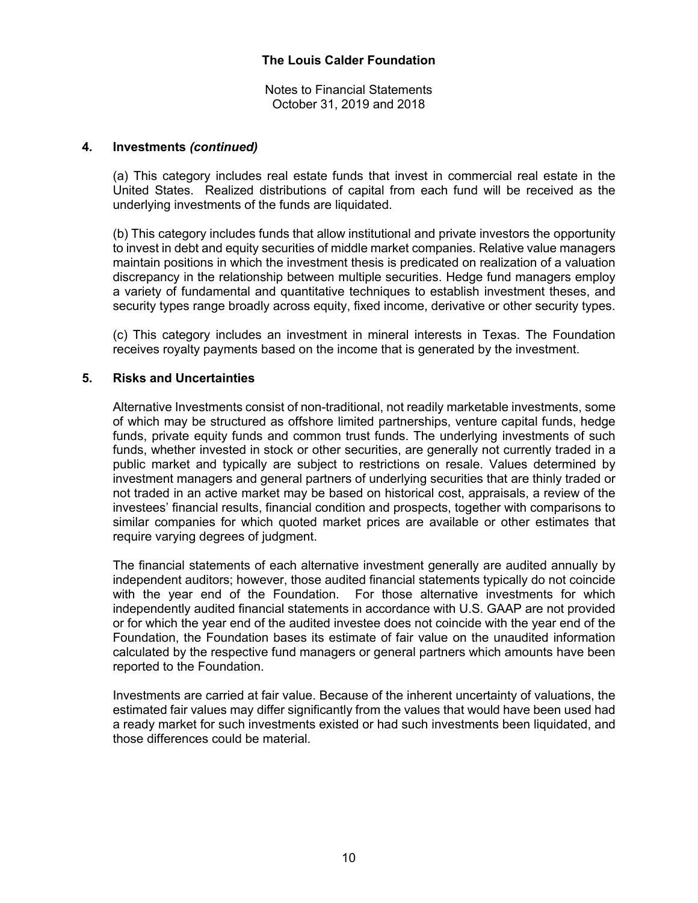## 4. Investments *(continued)*

(a) This category includes real estate funds that invest in commercial real estate in the United States. Realized distributions of capital from each fund will be received as the underlying investments of the funds are liquidated.

(b) This category includes funds that allow institutional and private investors the opportunity to invest in debt and equity securities of middle market companies. Relative value managers maintain positions in which the investment thesis is predicated on realization of a valuation discrepancy in the relationship between multiple securities. Hedge fund managers employ a variety of fundamental and quantitative techniques to establish investment theses, and security types range broadly across equity, fixed income, derivative or other security types.

(c) This category includes an investment in mineral interests in Texas. The Foundation receives royalty payments based on the income that is generated by the investment.

## 5. Risks and Uncertainties

Alternative Investments consist of non-traditional, not readily marketable investments, some of which may be structured as offshore limited partnerships, venture capital funds, hedge funds, private equity funds and common trust funds. The underlying investments of such funds, whether invested in stock or other securities, are generally not currently traded in a public market and typically are subject to restrictions on resale. Values determined by investment managers and general partners of underlying securities that are thinly traded or not traded in an active market may be based on historical cost, appraisals, a review of the investees' financial results, financial condition and prospects, together with comparisons to similar companies for which quoted market prices are available or other estimates that require varying degrees of judgment.

The financial statements of each alternative investment generally are audited annually by independent auditors; however, those audited financial statements typically do not coincide with the year end of the Foundation. For those alternative investments for which independently audited financial statements in accordance with U.S. GAAP are not provided or for which the year end of the audited investee does not coincide with the year end of the Foundation, the Foundation bases its estimate of fair value on the unaudited information calculated by the respective fund managers or general partners which amounts have been reported to the Foundation.

Investments are carried at fair value. Because of the inherent uncertainty of valuations, the estimated fair values may differ significantly from the values that would have been used had a ready market for such investments existed or had such investments been liquidated, and those differences could be material.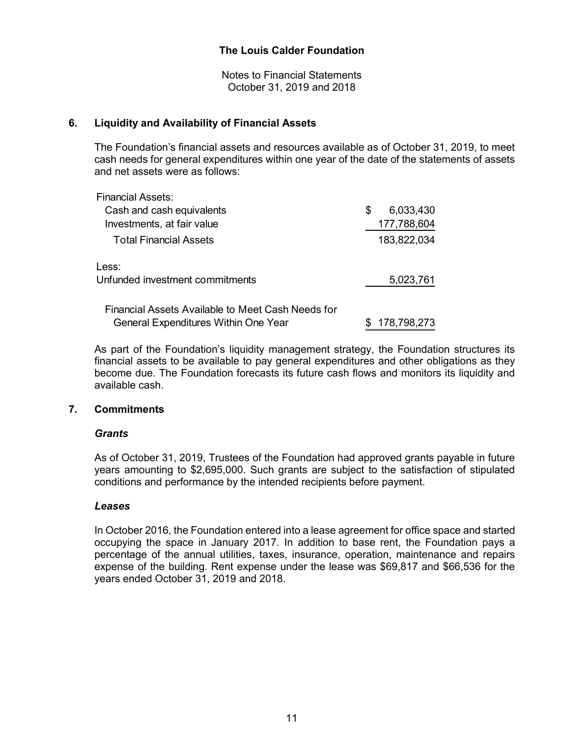**The Louis Calder Foundation**

Notes to Financial Statements
October 31, 2019 and 2018

## 6. Liquidity and Availability of Financial Assets

The Foundation's financial assets and resources available as of October 31, 2019, to meet cash needs for general expenditures within one year of the date of the statements of assets and net assets were as follows:

| | |
|---|---|
| Financial Assets: | |
| Cash and cash equivalents | $ 6,033,430 |
| Investments, at fair value | 177,788,604 |
| Total Financial Assets | 183,822,034 |
| Less: | |
| Unfunded investment commitments | 5,023,761 |
| Financial Assets Available to Meet Cash Needs for General Expenditures Within One Year | $ 178,798,273 |

As part of the Foundation's liquidity management strategy, the Foundation structures its financial assets to be available to pay general expenditures and other obligations as they become due. The Foundation forecasts its future cash flows and monitors its liquidity and available cash.

## 7. Commitments

### *Grants*

As of October 31, 2019, Trustees of the Foundation had approved grants payable in future years amounting to $2,695,000. Such grants are subject to the satisfaction of stipulated conditions and performance by the intended recipients before payment.

### *Leases*

In October 2016, the Foundation entered into a lease agreement for office space and started occupying the space in January 2017. In addition to base rent, the Foundation pays a percentage of the annual utilities, taxes, insurance, operation, maintenance and repairs expense of the building. Rent expense under the lease was $69,817 and $66,536 for the years ended October 31, 2019 and 2018.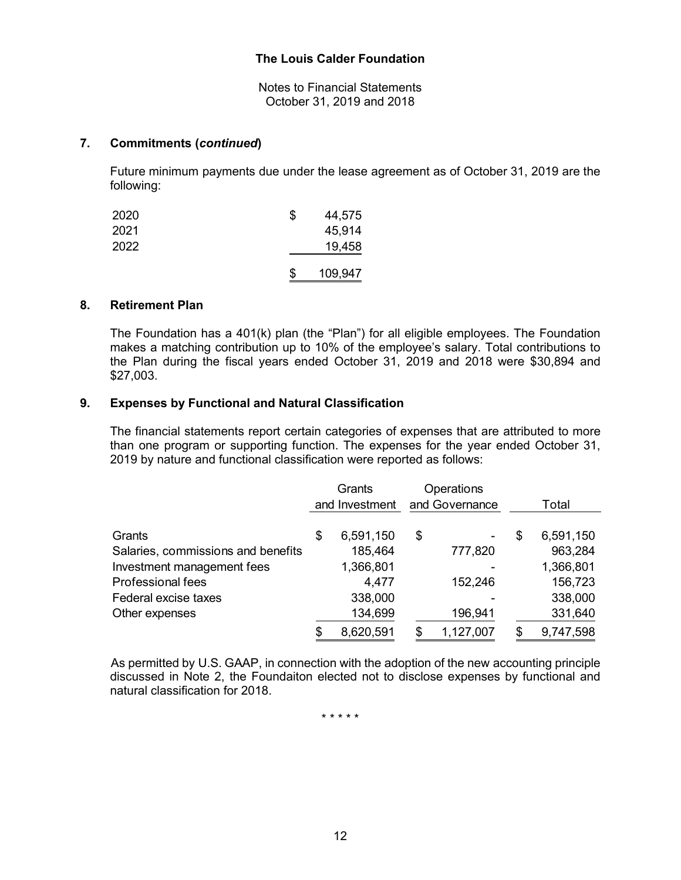# The Louis Calder Foundation

Notes to Financial Statements
October 31, 2019 and 2018

## 7. Commitments (*continued*)

Future minimum payments due under the lease agreement as of October 31, 2019 are the following:

| | |
|---|---|
| 2020 | $ 44,575 |
| 2021 | 45,914 |
| 2022 | 19,458 |
| | $ 109,947 |

## 8. Retirement Plan

The Foundation has a 401(k) plan (the "Plan") for all eligible employees. The Foundation makes a matching contribution up to 10% of the employee's salary. Total contributions to the Plan during the fiscal years ended October 31, 2019 and 2018 were $30,894 and $27,003.

## 9. Expenses by Functional and Natural Classification

The financial statements report certain categories of expenses that are attributed to more than one program or supporting function. The expenses for the year ended October 31, 2019 by nature and functional classification were reported as follows:

| | Grants and Investment | Operations and Governance | Total |
|---|---|---|---|
| Grants | $ 6,591,150 | $ - | $ 6,591,150 |
| Salaries, commissions and benefits | 185,464 | 777,820 | 963,284 |
| Investment management fees | 1,366,801 | - | 1,366,801 |
| Professional fees | 4,477 | 152,246 | 156,723 |
| Federal excise taxes | 338,000 | - | 338,000 |
| Other expenses | 134,699 | 196,941 | 331,640 |
| | $ 8,620,591 | $ 1,127,007 | $ 9,747,598 |

As permitted by U.S. GAAP, in connection with the adoption of the new accounting principle discussed in Note 2, the Foundaiton elected not to disclose expenses by functional and natural classification for 2018.

\* \* \* \* \*